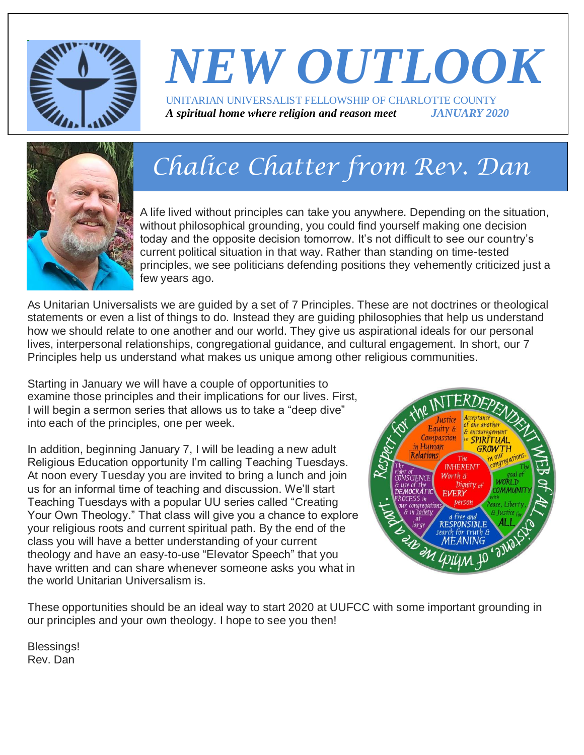# NEW OUTLOOK

UNITARIAN UNIVERSALIST FELLOWSHIP OF CHARLOTTE COUNTY

***A spiritual home where religion and reason meet*** ***JANUARY 2020***

## Chalice Chatter from Rev. Dan

A life lived without principles can take you anywhere. Depending on the situation, without philosophical grounding, you could find yourself making one decision today and the opposite decision tomorrow. It's not difficult to see our country's current political situation in that way. Rather than standing on time-tested principles, we see politicians defending positions they vehemently criticized just a few years ago.

As Unitarian Universalists we are guided by a set of 7 Principles. These are not doctrines or theological statements or even a list of things to do. Instead they are guiding philosophies that help us understand how we should relate to one another and our world. They give us aspirational ideals for our personal lives, interpersonal relationships, congregational guidance, and cultural engagement. In short, our 7 Principles help us understand what makes us unique among other religious communities.

Starting in January we will have a couple of opportunities to examine those principles and their implications for our lives. First, I will begin a sermon series that allows us to take a "deep dive" into each of the principles, one per week.

In addition, beginning January 7, I will be leading a new adult Religious Education opportunity I'm calling Teaching Tuesdays. At noon every Tuesday you are invited to bring a lunch and join us for an informal time of teaching and discussion. We'll start Teaching Tuesdays with a popular UU series called "Creating Your Own Theology." That class will give you a chance to explore your religious roots and current spiritual path. By the end of the class you will have a better understanding of your current theology and have an easy-to-use "Elevator Speech" that you have written and can share whenever someone asks you what in the world Unitarian Universalism is.

These opportunities should be an ideal way to start 2020 at UUFCC with some important grounding in our principles and your own theology. I hope to see you then!

Blessings!
Rev. Dan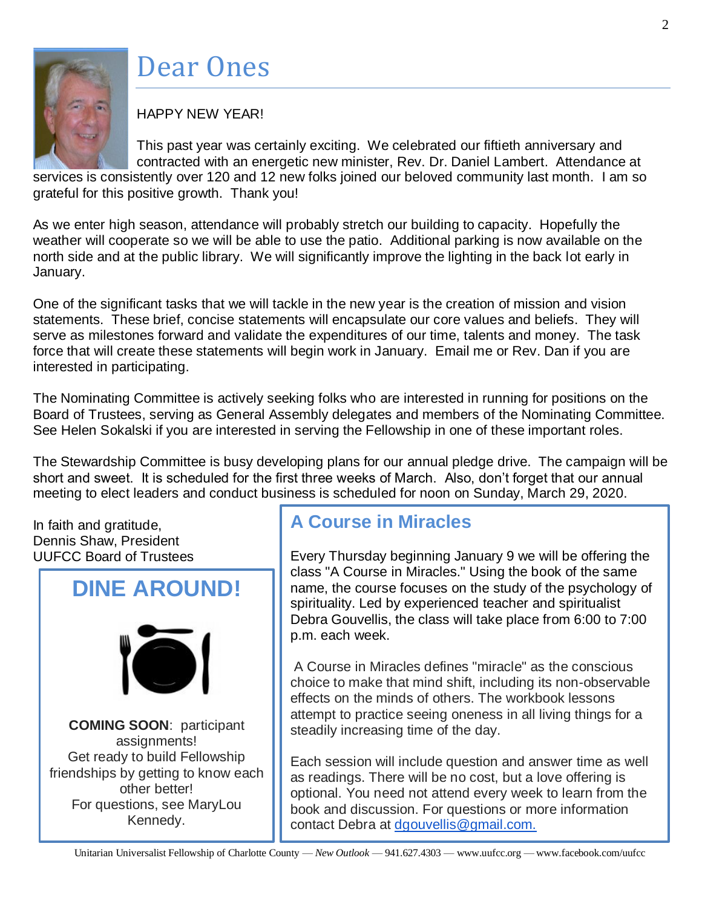# Dear Ones

HAPPY NEW YEAR!

This past year was certainly exciting. We celebrated our fiftieth anniversary and contracted with an energetic new minister, Rev. Dr. Daniel Lambert. Attendance at services is consistently over 120 and 12 new folks joined our beloved community last month. I am so grateful for this positive growth. Thank you!

As we enter high season, attendance will probably stretch our building to capacity. Hopefully the weather will cooperate so we will be able to use the patio. Additional parking is now available on the north side and at the public library. We will significantly improve the lighting in the back lot early in January.

One of the significant tasks that we will tackle in the new year is the creation of mission and vision statements. These brief, concise statements will encapsulate our core values and beliefs. They will serve as milestones forward and validate the expenditures of our time, talents and money. The task force that will create these statements will begin work in January. Email me or Rev. Dan if you are interested in participating.

The Nominating Committee is actively seeking folks who are interested in running for positions on the Board of Trustees, serving as General Assembly delegates and members of the Nominating Committee. See Helen Sokalski if you are interested in serving the Fellowship in one of these important roles.

The Stewardship Committee is busy developing plans for our annual pledge drive. The campaign will be short and sweet. It is scheduled for the first three weeks of March. Also, don't forget that our annual meeting to elect leaders and conduct business is scheduled for noon on Sunday, March 29, 2020.

In faith and gratitude,
Dennis Shaw, President
UUFCC Board of Trustees

## DINE AROUND!

**COMING SOON**: participant assignments!
Get ready to build Fellowship friendships by getting to know each other better!
For questions, see MaryLou Kennedy.

## A Course in Miracles

Every Thursday beginning January 9 we will be offering the class "A Course in Miracles." Using the book of the same name, the course focuses on the study of the psychology of spirituality. Led by experienced teacher and spiritualist Debra Gouvellis, the class will take place from 6:00 to 7:00 p.m. each week.

A Course in Miracles defines "miracle" as the conscious choice to make that mind shift, including its non-observable effects on the minds of others. The workbook lessons attempt to practice seeing oneness in all living things for a steadily increasing time of the day.

Each session will include question and answer time as well as readings. There will be no cost, but a love offering is optional. You need not attend every week to learn from the book and discussion. For questions or more information contact Debra at dgouvellis@gmail.com.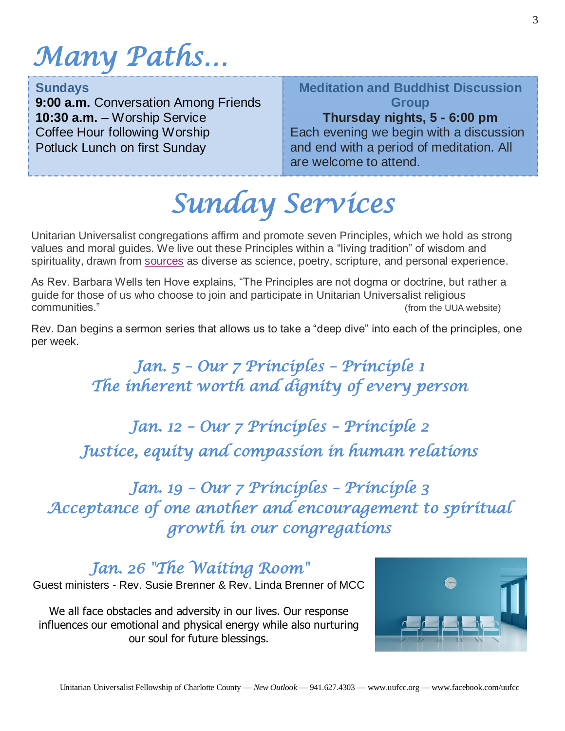# Many Paths…

**Sundays**
**9:00 a.m.** Conversation Among Friends
**10:30 a.m.** – Worship Service
Coffee Hour following Worship
Potluck Lunch on first Sunday

**Meditation and Buddhist Discussion Group**
**Thursday nights, 5 - 6:00 pm**
Each evening we begin with a discussion and end with a period of meditation. All are welcome to attend.

# Sunday Services

Unitarian Universalist congregations affirm and promote seven Principles, which we hold as strong values and moral guides. We live out these Principles within a "living tradition" of wisdom and spirituality, drawn from sources as diverse as science, poetry, scripture, and personal experience.

As Rev. Barbara Wells ten Hove explains, "The Principles are not dogma or doctrine, but rather a guide for those of us who choose to join and participate in Unitarian Universalist religious communities." (from the UUA website)

Rev. Dan begins a sermon series that allows us to take a "deep dive" into each of the principles, one per week.

### *Jan. 5 – Our 7 Principles – Principle 1*
### *The inherent worth and dignity of every person*

### *Jan. 12 – Our 7 Principles – Principle 2*
### *Justice, equity and compassion in human relations*

### *Jan. 19 – Our 7 Principles – Principle 3*
### *Acceptance of one another and encouragement to spiritual growth in our congregations*

### *Jan. 26 "The Waiting Room"*

Guest ministers - Rev. Susie Brenner & Rev. Linda Brenner of MCC

We all face obstacles and adversity in our lives. Our response influences our emotional and physical energy while also nurturing our soul for future blessings.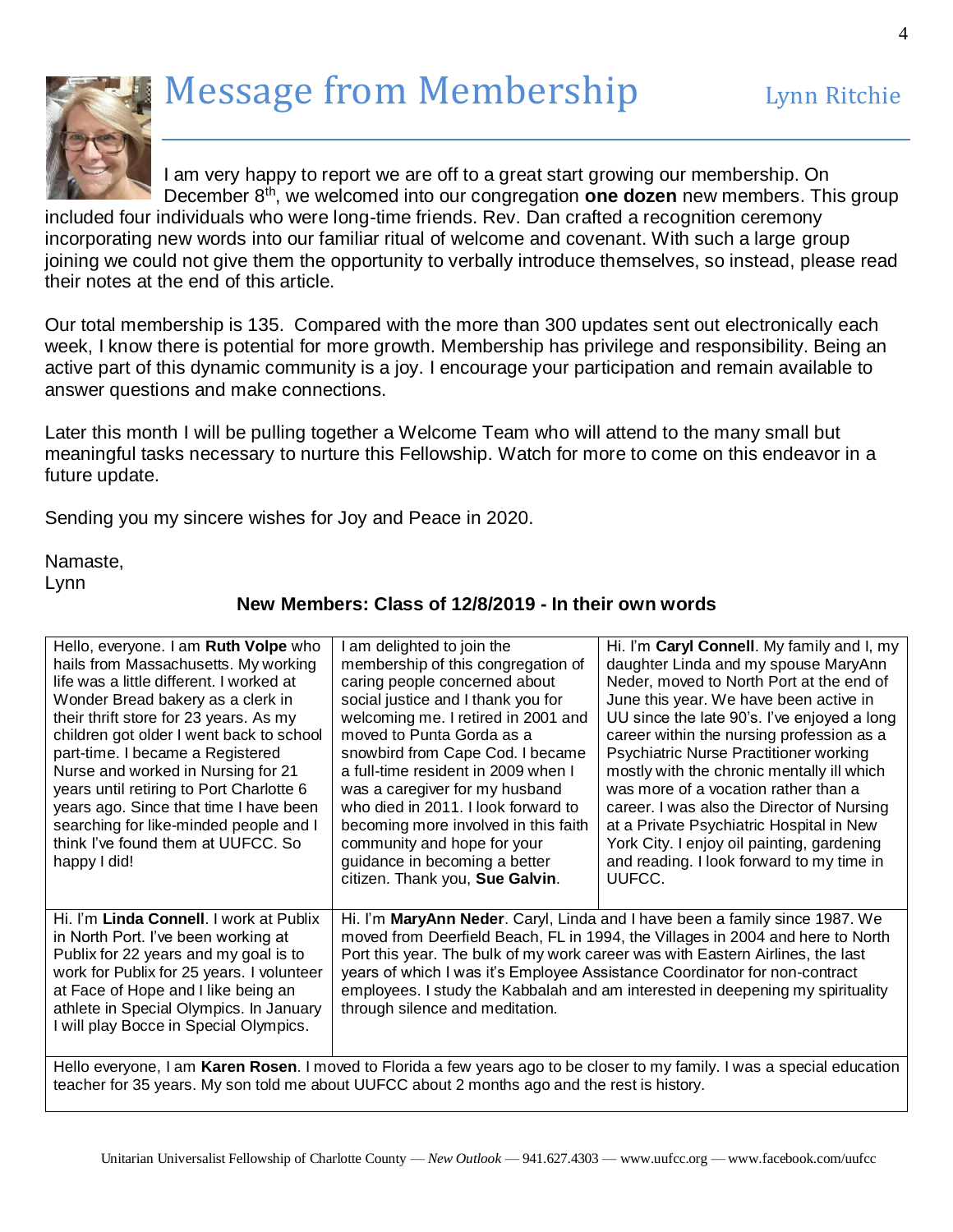# Message from Membership

Lynn Ritchie

I am very happy to report we are off to a great start growing our membership. On December 8th, we welcomed into our congregation **one dozen** new members. This group included four individuals who were long-time friends. Rev. Dan crafted a recognition ceremony incorporating new words into our familiar ritual of welcome and covenant. With such a large group joining we could not give them the opportunity to verbally introduce themselves, so instead, please read their notes at the end of this article.

Our total membership is 135. Compared with the more than 300 updates sent out electronically each week, I know there is potential for more growth. Membership has privilege and responsibility. Being an active part of this dynamic community is a joy. I encourage your participation and remain available to answer questions and make connections.

Later this month I will be pulling together a Welcome Team who will attend to the many small but meaningful tasks necessary to nurture this Fellowship. Watch for more to come on this endeavor in a future update.

Sending you my sincere wishes for Joy and Peace in 2020.

Namaste,
Lynn

**New Members: Class of 12/8/2019 - In their own words**

Hello, everyone. I am **Ruth Volpe** who hails from Massachusetts. My working life was a little different. I worked at Wonder Bread bakery as a clerk in their thrift store for 23 years. As my children got older I went back to school part-time. I became a Registered Nurse and worked in Nursing for 21 years until retiring to Port Charlotte 6 years ago. Since that time I have been searching for like-minded people and I think I've found them at UUFCC. So happy I did!

I am delighted to join the membership of this congregation of caring people concerned about social justice and I thank you for welcoming me. I retired in 2001 and moved to Punta Gorda as a snowbird from Cape Cod. I became a full-time resident in 2009 when I was a caregiver for my husband who died in 2011. I look forward to becoming more involved in this faith community and hope for your guidance in becoming a better citizen. Thank you, **Sue Galvin**.

Hi. I'm **Caryl Connell**. My family and I, my daughter Linda and my spouse MaryAnn Neder, moved to North Port at the end of June this year. We have been active in UU since the late 90's. I've enjoyed a long career within the nursing profession as a Psychiatric Nurse Practitioner working mostly with the chronic mentally ill which was more of a vocation rather than a career. I was also the Director of Nursing at a Private Psychiatric Hospital in New York City. I enjoy oil painting, gardening and reading. I look forward to my time in UUFCC.

Hi. I'm **Linda Connell**. I work at Publix in North Port. I've been working at Publix for 22 years and my goal is to work for Publix for 25 years. I volunteer at Face of Hope and I like being an athlete in Special Olympics. In January I will play Bocce in Special Olympics.

Hi. I'm **MaryAnn Neder**. Caryl, Linda and I have been a family since 1987. We moved from Deerfield Beach, FL in 1994, the Villages in 2004 and here to North Port this year. The bulk of my work career was with Eastern Airlines, the last years of which I was it's Employee Assistance Coordinator for non-contract employees. I study the Kabbalah and am interested in deepening my spirituality through silence and meditation.

Hello everyone, I am **Karen Rosen**. I moved to Florida a few years ago to be closer to my family. I was a special education teacher for 35 years. My son told me about UUFCC about 2 months ago and the rest is history.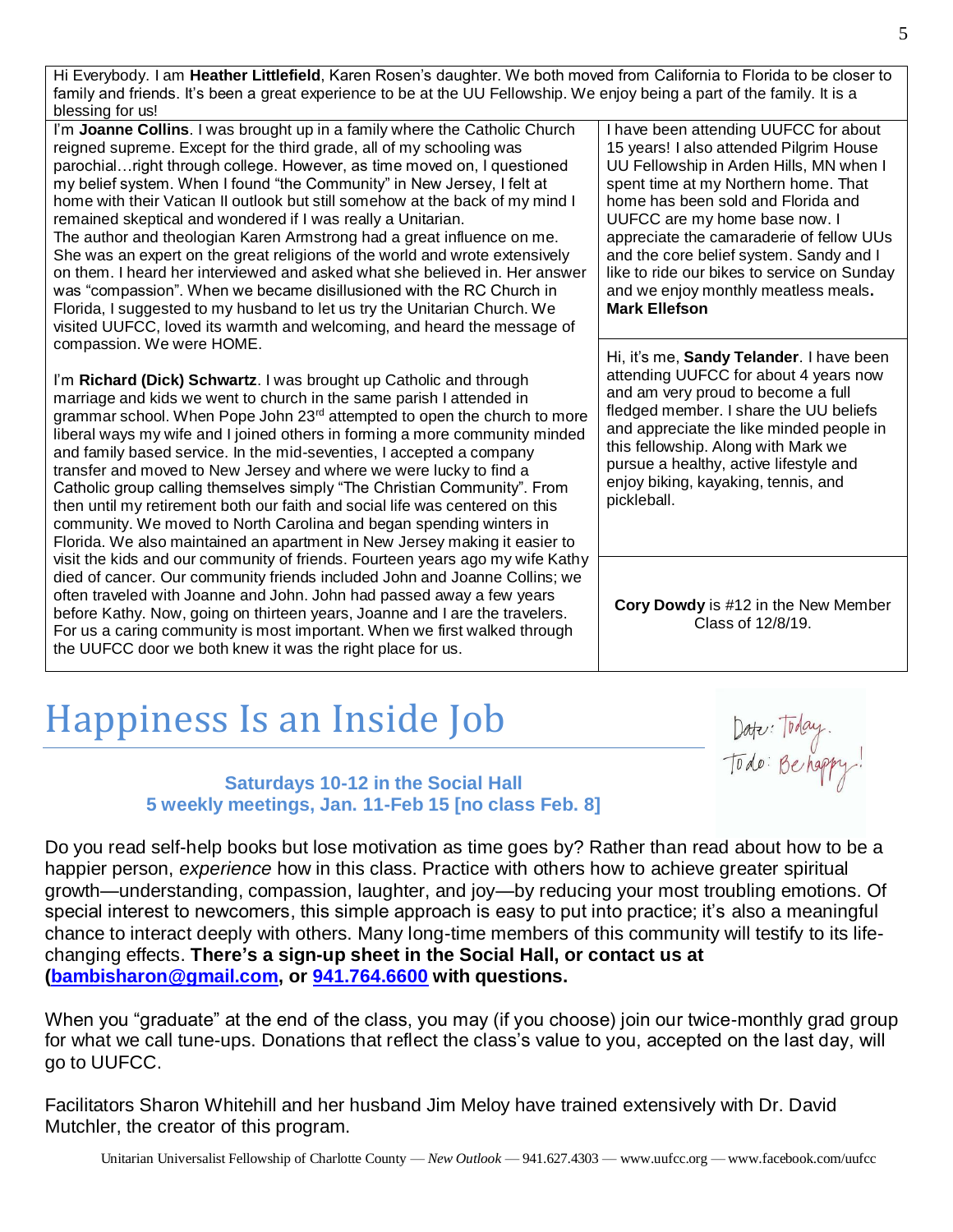Hi Everybody. I am **Heather Littlefield**, Karen Rosen's daughter. We both moved from California to Florida to be closer to family and friends. It's been a great experience to be at the UU Fellowship. We enjoy being a part of the family. It is a blessing for us!

I'm **Joanne Collins**. I was brought up in a family where the Catholic Church reigned supreme. Except for the third grade, all of my schooling was parochial…right through college. However, as time moved on, I questioned my belief system. When I found "the Community" in New Jersey, I felt at home with their Vatican II outlook but still somehow at the back of my mind I remained skeptical and wondered if I was really a Unitarian.
The author and theologian Karen Armstrong had a great influence on me. She was an expert on the great religions of the world and wrote extensively on them. I heard her interviewed and asked what she believed in. Her answer was "compassion". When we became disillusioned with the RC Church in Florida, I suggested to my husband to let us try the Unitarian Church. We visited UUFCC, loved its warmth and welcoming, and heard the message of compassion. We were HOME.

I'm **Richard (Dick) Schwartz**. I was brought up Catholic and through marriage and kids we went to church in the same parish I attended in grammar school. When Pope John 23rd attempted to open the church to more liberal ways my wife and I joined others in forming a more community minded and family based service. In the mid-seventies, I accepted a company transfer and moved to New Jersey and where we were lucky to find a Catholic group calling themselves simply "The Christian Community". From then until my retirement both our faith and social life was centered on this community. We moved to North Carolina and began spending winters in Florida. We also maintained an apartment in New Jersey making it easier to visit the kids and our community of friends. Fourteen years ago my wife Kathy died of cancer. Our community friends included John and Joanne Collins; we often traveled with Joanne and John. John had passed away a few years before Kathy. Now, going on thirteen years, Joanne and I are the travelers. For us a caring community is most important. When we first walked through the UUFCC door we both knew it was the right place for us.

I have been attending UUFCC for about 15 years! I also attended Pilgrim House UU Fellowship in Arden Hills, MN when I spent time at my Northern home. That home has been sold and Florida and UUFCC are my home base now. I appreciate the camaraderie of fellow UUs and the core belief system. Sandy and I like to ride our bikes to service on Sunday and we enjoy monthly meatless meals**.**
**Mark Ellefson**

Hi, it's me, **Sandy Telander**. I have been attending UUFCC for about 4 years now and am very proud to become a full fledged member. I share the UU beliefs and appreciate the like minded people in this fellowship. Along with Mark we pursue a healthy, active lifestyle and enjoy biking, kayaking, tennis, and pickleball.

**Cory Dowdy** is #12 in the New Member Class of 12/8/19.

# Happiness Is an Inside Job

Date: Today.
To do: Be happy!

**Saturdays 10-12 in the Social Hall**
**5 weekly meetings, Jan. 11-Feb 15 [no class Feb. 8]**

Do you read self-help books but lose motivation as time goes by? Rather than read about how to be a happier person, *experience* how in this class. Practice with others how to achieve greater spiritual growth—understanding, compassion, laughter, and joy—by reducing your most troubling emotions. Of special interest to newcomers, this simple approach is easy to put into practice; it's also a meaningful chance to interact deeply with others. Many long-time members of this community will testify to its life-changing effects. **There's a sign-up sheet in the Social Hall, or contact us at (bambisharon@gmail.com, or 941.764.6600 with questions.**

When you "graduate" at the end of the class, you may (if you choose) join our twice-monthly grad group for what we call tune-ups. Donations that reflect the class's value to you, accepted on the last day, will go to UUFCC.

Facilitators Sharon Whitehill and her husband Jim Meloy have trained extensively with Dr. David Mutchler, the creator of this program.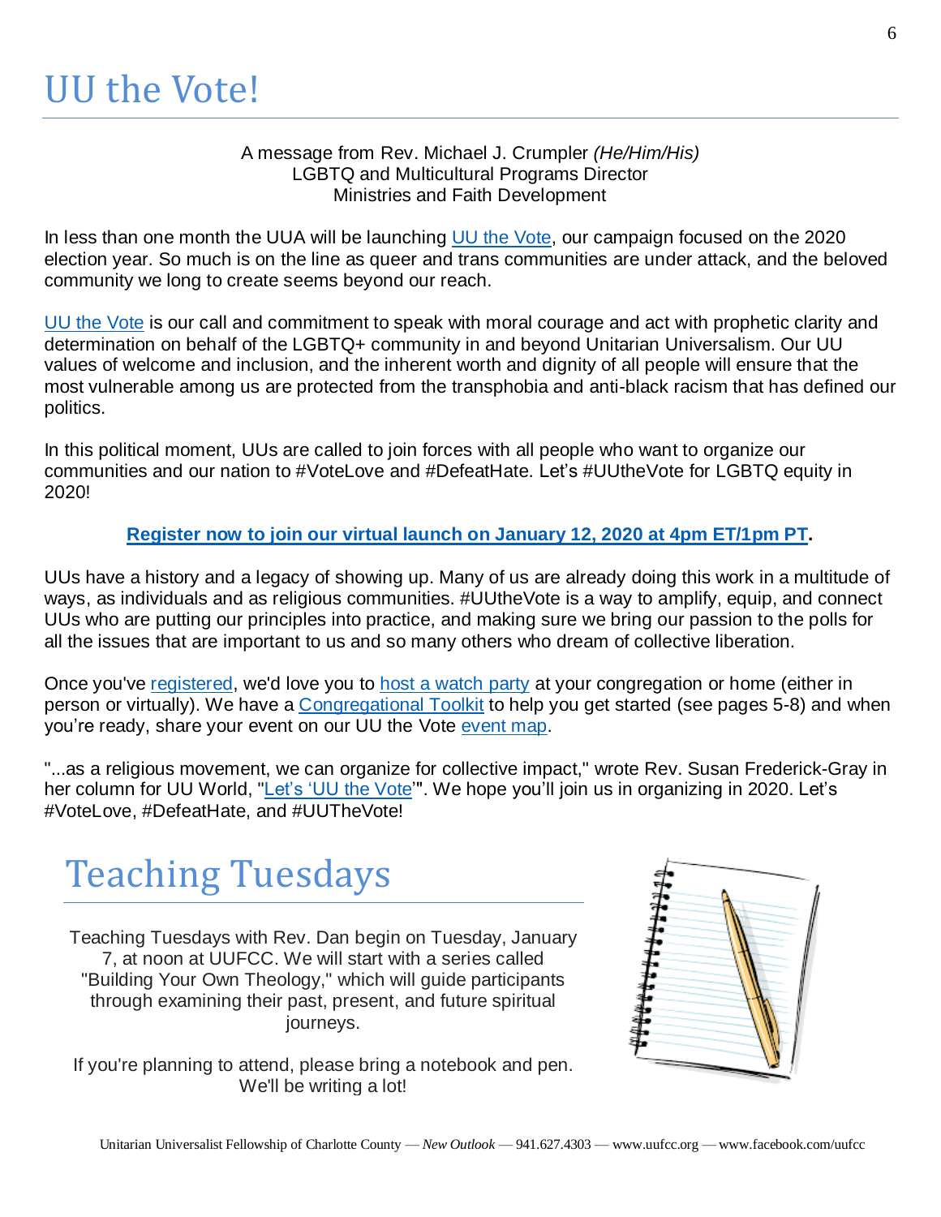# UU the Vote!

A message from Rev. Michael J. Crumpler *(He/Him/His)*
LGBTQ and Multicultural Programs Director
Ministries and Faith Development

In less than one month the UUA will be launching UU the Vote, our campaign focused on the 2020 election year. So much is on the line as queer and trans communities are under attack, and the beloved community we long to create seems beyond our reach.

UU the Vote is our call and commitment to speak with moral courage and act with prophetic clarity and determination on behalf of the LGBTQ+ community in and beyond Unitarian Universalism. Our UU values of welcome and inclusion, and the inherent worth and dignity of all people will ensure that the most vulnerable among us are protected from the transphobia and anti-black racism that has defined our politics.

In this political moment, UUs are called to join forces with all people who want to organize our communities and our nation to #VoteLove and #DefeatHate. Let's #UUtheVote for LGBTQ equity in 2020!

**Register now to join our virtual launch on January 12, 2020 at 4pm ET/1pm PT.**

UUs have a history and a legacy of showing up. Many of us are already doing this work in a multitude of ways, as individuals and as religious communities. #UUtheVote is a way to amplify, equip, and connect UUs who are putting our principles into practice, and making sure we bring our passion to the polls for all the issues that are important to us and so many others who dream of collective liberation.

Once you've registered, we'd love you to host a watch party at your congregation or home (either in person or virtually). We have a Congregational Toolkit to help you get started (see pages 5-8) and when you're ready, share your event on our UU the Vote event map.

"...as a religious movement, we can organize for collective impact," wrote Rev. Susan Frederick-Gray in her column for UU World, "Let's 'UU the Vote'". We hope you'll join us in organizing in 2020. Let's #VoteLove, #DefeatHate, and #UUTheVote!

# Teaching Tuesdays

Teaching Tuesdays with Rev. Dan begin on Tuesday, January 7, at noon at UUFCC. We will start with a series called "Building Your Own Theology," which will guide participants through examining their past, present, and future spiritual journeys.

If you're planning to attend, please bring a notebook and pen. We'll be writing a lot!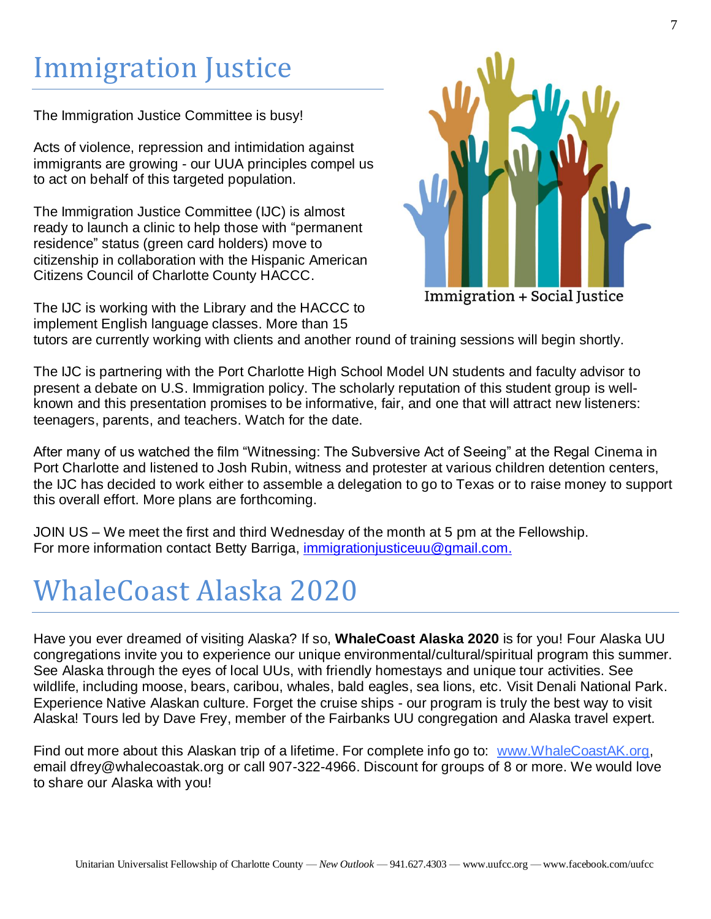# Immigration Justice

The Immigration Justice Committee is busy!

Acts of violence, repression and intimidation against immigrants are growing - our UUA principles compel us to act on behalf of this targeted population.

The Immigration Justice Committee (IJC) is almost ready to launch a clinic to help those with "permanent residence" status (green card holders) move to citizenship in collaboration with the Hispanic American Citizens Council of Charlotte County HACCC.

Immigration + Social Justice

The IJC is working with the Library and the HACCC to implement English language classes. More than 15 tutors are currently working with clients and another round of training sessions will begin shortly.

The IJC is partnering with the Port Charlotte High School Model UN students and faculty advisor to present a debate on U.S. Immigration policy. The scholarly reputation of this student group is well-known and this presentation promises to be informative, fair, and one that will attract new listeners: teenagers, parents, and teachers. Watch for the date.

After many of us watched the film "Witnessing: The Subversive Act of Seeing" at the Regal Cinema in Port Charlotte and listened to Josh Rubin, witness and protester at various children detention centers, the IJC has decided to work either to assemble a delegation to go to Texas or to raise money to support this overall effort. More plans are forthcoming.

JOIN US – We meet the first and third Wednesday of the month at 5 pm at the Fellowship.
For more information contact Betty Barriga, immigrationjusticeuu@gmail.com.

# WhaleCoast Alaska 2020

Have you ever dreamed of visiting Alaska? If so, **WhaleCoast Alaska 2020** is for you! Four Alaska UU congregations invite you to experience our unique environmental/cultural/spiritual program this summer. See Alaska through the eyes of local UUs, with friendly homestays and unique tour activities. See wildlife, including moose, bears, caribou, whales, bald eagles, sea lions, etc. Visit Denali National Park. Experience Native Alaskan culture. Forget the cruise ships - our program is truly the best way to visit Alaska! Tours led by Dave Frey, member of the Fairbanks UU congregation and Alaska travel expert.

Find out more about this Alaskan trip of a lifetime. For complete info go to: www.WhaleCoastAK.org, email dfrey@whalecoastak.org or call 907-322-4966. Discount for groups of 8 or more. We would love to share our Alaska with you!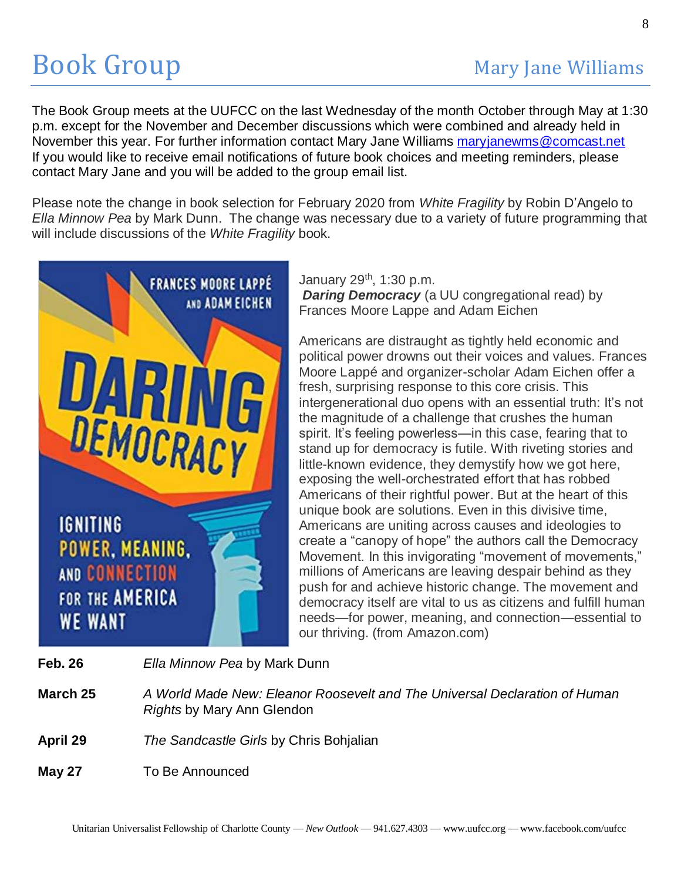# Book Group

Mary Jane Williams

The Book Group meets at the UUFCC on the last Wednesday of the month October through May at 1:30 p.m. except for the November and December discussions which were combined and already held in November this year. For further information contact Mary Jane Williams maryjanewms@comcast.net If you would like to receive email notifications of future book choices and meeting reminders, please contact Mary Jane and you will be added to the group email list.

Please note the change in book selection for February 2020 from *White Fragility* by Robin D'Angelo to *Ella Minnow Pea* by Mark Dunn. The change was necessary due to a variety of future programming that will include discussions of the *White Fragility* book.

January 29th, 1:30 p.m.
***Daring Democracy*** (a UU congregational read) by Frances Moore Lappe and Adam Eichen

Americans are distraught as tightly held economic and political power drowns out their voices and values. Frances Moore Lappé and organizer-scholar Adam Eichen offer a fresh, surprising response to this core crisis. This intergenerational duo opens with an essential truth: It's not the magnitude of a challenge that crushes the human spirit. It's feeling powerless—in this case, fearing that to stand up for democracy is futile. With riveting stories and little-known evidence, they demystify how we got here, exposing the well-orchestrated effort that has robbed Americans of their rightful power. But at the heart of this unique book are solutions. Even in this divisive time, Americans are uniting across causes and ideologies to create a "canopy of hope" the authors call the Democracy Movement. In this invigorating "movement of movements," millions of Americans are leaving despair behind as they push for and achieve historic change. The movement and democracy itself are vital to us as citizens and fulfill human needs—for power, meaning, and connection—essential to our thriving. (from Amazon.com)

**Feb. 26** *Ella Minnow Pea* by Mark Dunn

**March 25** *A World Made New: Eleanor Roosevelt and The Universal Declaration of Human Rights* by Mary Ann Glendon

**April 29** *The Sandcastle Girls* by Chris Bohjalian

**May 27** To Be Announced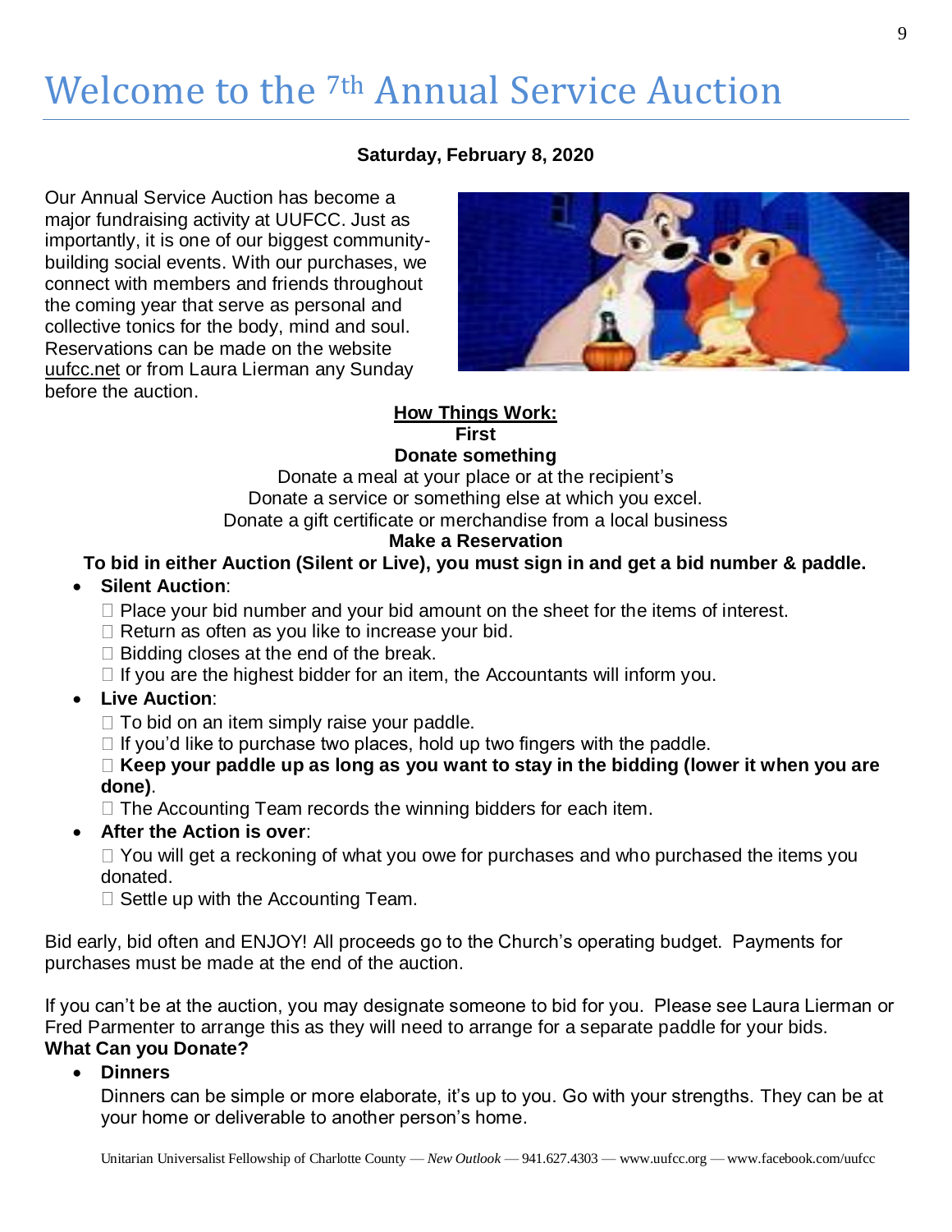# Welcome to the 7th Annual Service Auction

**Saturday, February 8, 2020**

Our Annual Service Auction has become a major fundraising activity at UUFCC. Just as importantly, it is one of our biggest community-building social events. With our purchases, we connect with members and friends throughout the coming year that serve as personal and collective tonics for the body, mind and soul. Reservations can be made on the website uufcc.net or from Laura Lierman any Sunday before the auction.

**How Things Work:**

**First**

**Donate something**

Donate a meal at your place or at the recipient's
Donate a service or something else at which you excel.
Donate a gift certificate or merchandise from a local business

**Make a Reservation**

**To bid in either Auction (Silent or Live), you must sign in and get a bid number & paddle.**

- **Silent Auction**:
  - Place your bid number and your bid amount on the sheet for the items of interest.
  - Return as often as you like to increase your bid.
  - Bidding closes at the end of the break.
  - If you are the highest bidder for an item, the Accountants will inform you.
- **Live Auction**:
  - To bid on an item simply raise your paddle.
  - If you'd like to purchase two places, hold up two fingers with the paddle.
  - **Keep your paddle up as long as you want to stay in the bidding (lower it when you are done)**.
  - The Accounting Team records the winning bidders for each item.
- **After the Action is over**:
  - You will get a reckoning of what you owe for purchases and who purchased the items you donated.
  - Settle up with the Accounting Team.

Bid early, bid often and ENJOY! All proceeds go to the Church's operating budget. Payments for purchases must be made at the end of the auction.

If you can't be at the auction, you may designate someone to bid for you. Please see Laura Lierman or Fred Parmenter to arrange this as they will need to arrange for a separate paddle for your bids.

**What Can you Donate?**

- **Dinners**

  Dinners can be simple or more elaborate, it's up to you. Go with your strengths. They can be at your home or deliverable to another person's home.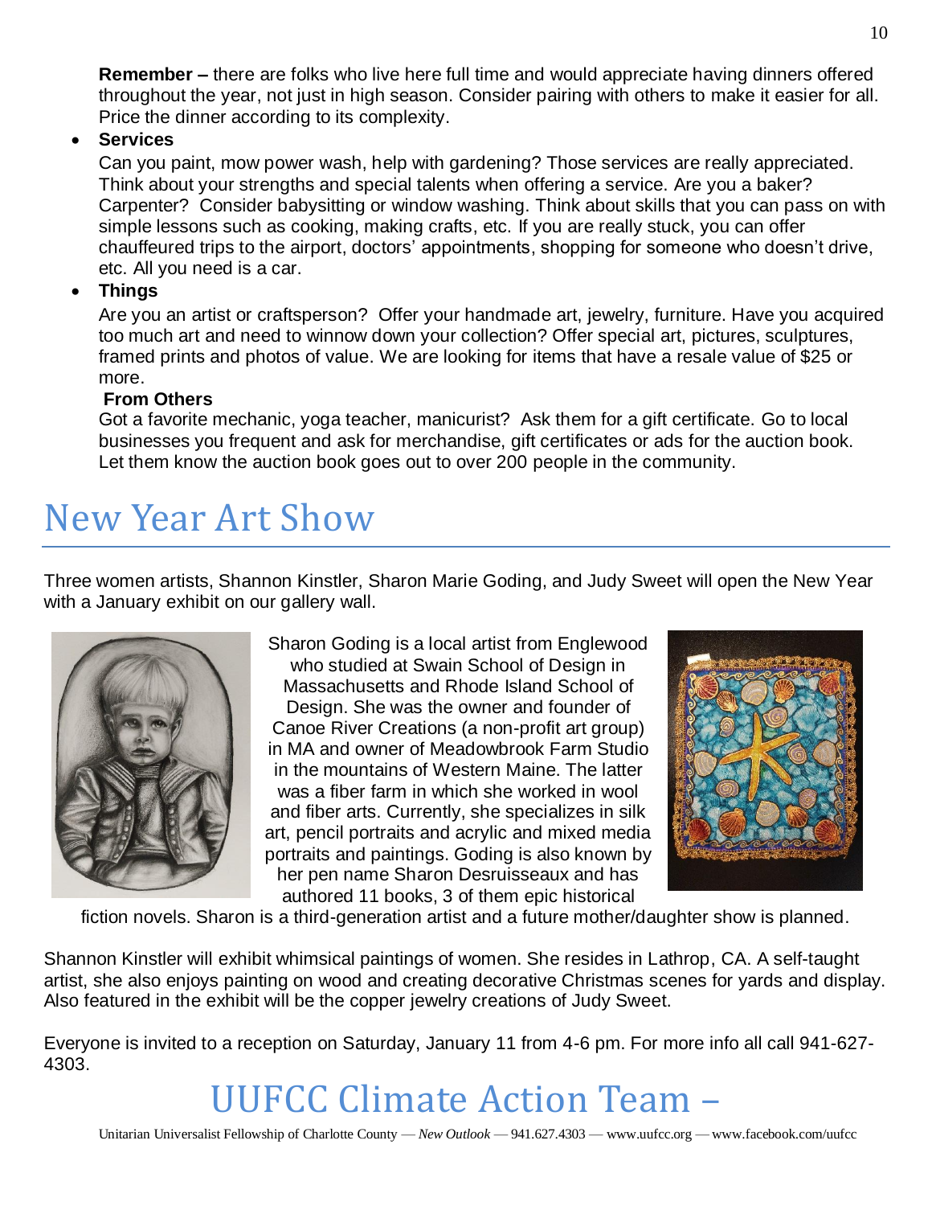**Remember –** there are folks who live here full time and would appreciate having dinners offered throughout the year, not just in high season. Consider pairing with others to make it easier for all. Price the dinner according to its complexity.

- **Services**

  Can you paint, mow power wash, help with gardening? Those services are really appreciated. Think about your strengths and special talents when offering a service. Are you a baker? Carpenter? Consider babysitting or window washing. Think about skills that you can pass on with simple lessons such as cooking, making crafts, etc. If you are really stuck, you can offer chauffeured trips to the airport, doctors' appointments, shopping for someone who doesn't drive, etc. All you need is a car.

- **Things**

  Are you an artist or craftsperson? Offer your handmade art, jewelry, furniture. Have you acquired too much art and need to winnow down your collection? Offer special art, pictures, sculptures, framed prints and photos of value. We are looking for items that have a resale value of $25 or more.

  **From Others**

  Got a favorite mechanic, yoga teacher, manicurist? Ask them for a gift certificate. Go to local businesses you frequent and ask for merchandise, gift certificates or ads for the auction book. Let them know the auction book goes out to over 200 people in the community.

# New Year Art Show

Three women artists, Shannon Kinstler, Sharon Marie Goding, and Judy Sweet will open the New Year with a January exhibit on our gallery wall.

Sharon Goding is a local artist from Englewood who studied at Swain School of Design in Massachusetts and Rhode Island School of Design. She was the owner and founder of Canoe River Creations (a non-profit art group) in MA and owner of Meadowbrook Farm Studio in the mountains of Western Maine. The latter was a fiber farm in which she worked in wool and fiber arts. Currently, she specializes in silk art, pencil portraits and acrylic and mixed media portraits and paintings. Goding is also known by her pen name Sharon Desruisseaux and has authored 11 books, 3 of them epic historical fiction novels. Sharon is a third-generation artist and a future mother/daughter show is planned.

Shannon Kinstler will exhibit whimsical paintings of women. She resides in Lathrop, CA. A self-taught artist, she also enjoys painting on wood and creating decorative Christmas scenes for yards and display. Also featured in the exhibit will be the copper jewelry creations of Judy Sweet.

Everyone is invited to a reception on Saturday, January 11 from 4-6 pm. For more info all call 941-627-4303.

# UUFCC Climate Action Team –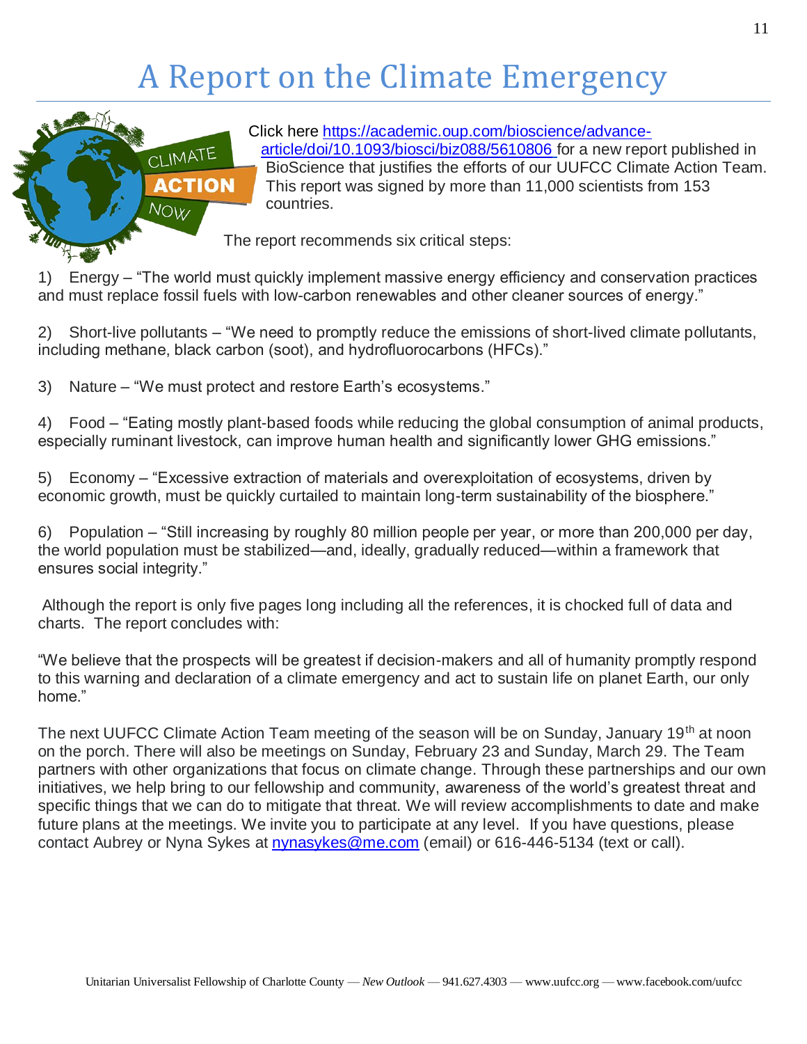# A Report on the Climate Emergency

Click here https://academic.oup.com/bioscience/advance-article/doi/10.1093/biosci/biz088/5610806 for a new report published in BioScience that justifies the efforts of our UUFCC Climate Action Team. This report was signed by more than 11,000 scientists from 153 countries.

The report recommends six critical steps:

1) Energy – "The world must quickly implement massive energy efficiency and conservation practices and must replace fossil fuels with low-carbon renewables and other cleaner sources of energy."

2) Short-live pollutants – "We need to promptly reduce the emissions of short-lived climate pollutants, including methane, black carbon (soot), and hydrofluorocarbons (HFCs)."

3) Nature – "We must protect and restore Earth's ecosystems."

4) Food – "Eating mostly plant-based foods while reducing the global consumption of animal products, especially ruminant livestock, can improve human health and significantly lower GHG emissions."

5) Economy – "Excessive extraction of materials and overexploitation of ecosystems, driven by economic growth, must be quickly curtailed to maintain long-term sustainability of the biosphere."

6) Population – "Still increasing by roughly 80 million people per year, or more than 200,000 per day, the world population must be stabilized—and, ideally, gradually reduced—within a framework that ensures social integrity."

Although the report is only five pages long including all the references, it is chocked full of data and charts. The report concludes with:

"We believe that the prospects will be greatest if decision-makers and all of humanity promptly respond to this warning and declaration of a climate emergency and act to sustain life on planet Earth, our only home."

The next UUFCC Climate Action Team meeting of the season will be on Sunday, January 19th at noon on the porch. There will also be meetings on Sunday, February 23 and Sunday, March 29. The Team partners with other organizations that focus on climate change. Through these partnerships and our own initiatives, we help bring to our fellowship and community, awareness of the world's greatest threat and specific things that we can do to mitigate that threat. We will review accomplishments to date and make future plans at the meetings. We invite you to participate at any level. If you have questions, please contact Aubrey or Nyna Sykes at nynasykes@me.com (email) or 616-446-5134 (text or call).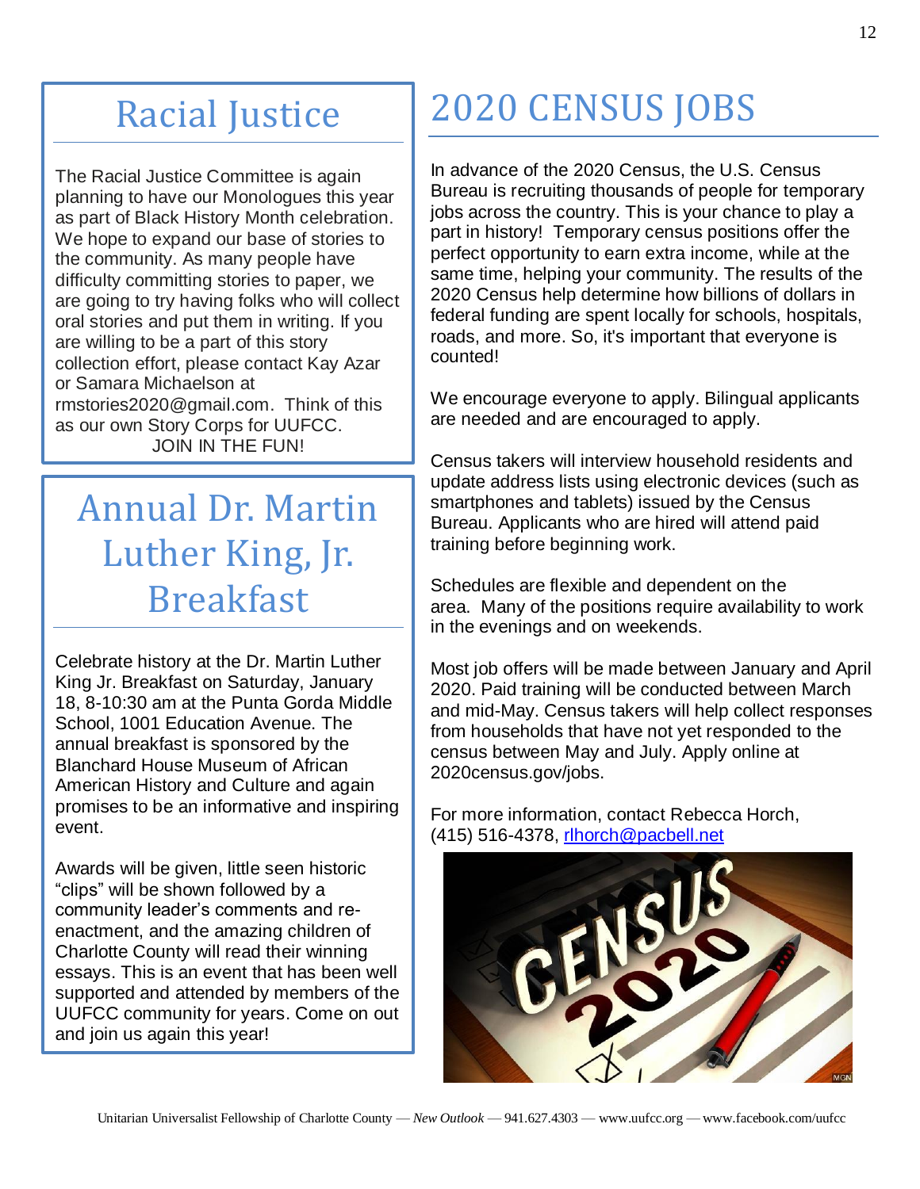# Racial Justice

The Racial Justice Committee is again planning to have our Monologues this year as part of Black History Month celebration. We hope to expand our base of stories to the community. As many people have difficulty committing stories to paper, we are going to try having folks who will collect oral stories and put them in writing. If you are willing to be a part of this story collection effort, please contact Kay Azar or Samara Michaelson at rmstories2020@gmail.com. Think of this as our own Story Corps for UUFCC.

JOIN IN THE FUN!

# Annual Dr. Martin Luther King, Jr. Breakfast

Celebrate history at the Dr. Martin Luther King Jr. Breakfast on Saturday, January 18, 8-10:30 am at the Punta Gorda Middle School, 1001 Education Avenue. The annual breakfast is sponsored by the Blanchard House Museum of African American History and Culture and again promises to be an informative and inspiring event.

Awards will be given, little seen historic "clips" will be shown followed by a community leader's comments and re-enactment, and the amazing children of Charlotte County will read their winning essays. This is an event that has been well supported and attended by members of the UUFCC community for years. Come on out and join us again this year!

# 2020 CENSUS JOBS

In advance of the 2020 Census, the U.S. Census Bureau is recruiting thousands of people for temporary jobs across the country. This is your chance to play a part in history! Temporary census positions offer the perfect opportunity to earn extra income, while at the same time, helping your community. The results of the 2020 Census help determine how billions of dollars in federal funding are spent locally for schools, hospitals, roads, and more. So, it's important that everyone is counted!

We encourage everyone to apply. Bilingual applicants are needed and are encouraged to apply.

Census takers will interview household residents and update address lists using electronic devices (such as smartphones and tablets) issued by the Census Bureau. Applicants who are hired will attend paid training before beginning work.

Schedules are flexible and dependent on the area. Many of the positions require availability to work in the evenings and on weekends.

Most job offers will be made between January and April 2020. Paid training will be conducted between March and mid-May. Census takers will help collect responses from households that have not yet responded to the census between May and July. Apply online at 2020census.gov/jobs.

For more information, contact Rebecca Horch, (415) 516-4378, rlhorch@pacbell.net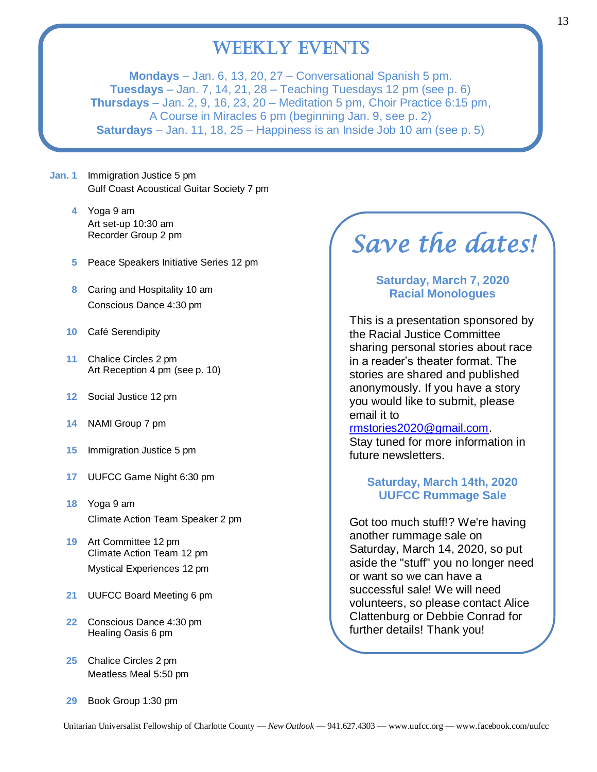# WEEKLY EVENTS

**Mondays** – Jan. 6, 13, 20, 27 – Conversational Spanish 5 pm.
**Tuesdays** – Jan. 7, 14, 21, 28 – Teaching Tuesdays 12 pm (see p. 6)
**Thursdays** – Jan. 2, 9, 16, 23, 20 – Meditation 5 pm, Choir Practice 6:15 pm, A Course in Miracles 6 pm (beginning Jan. 9, see p. 2)
**Saturdays** – Jan. 11, 18, 25 – Happiness is an Inside Job 10 am (see p. 5)

**Jan. 1** Immigration Justice 5 pm
Gulf Coast Acoustical Guitar Society 7 pm

**4** Yoga 9 am
Art set-up 10:30 am
Recorder Group 2 pm

**5** Peace Speakers Initiative Series 12 pm

**8** Caring and Hospitality 10 am
Conscious Dance 4:30 pm

**10** Café Serendipity

**11** Chalice Circles 2 pm
Art Reception 4 pm (see p. 10)

**12** Social Justice 12 pm

**14** NAMI Group 7 pm

**15** Immigration Justice 5 pm

**17** UUFCC Game Night 6:30 pm

**18** Yoga 9 am
Climate Action Team Speaker 2 pm

**19** Art Committee 12 pm
Climate Action Team 12 pm
Mystical Experiences 12 pm

**21** UUFCC Board Meeting 6 pm

**22** Conscious Dance 4:30 pm
Healing Oasis 6 pm

**25** Chalice Circles 2 pm
Meatless Meal 5:50 pm

**29** Book Group 1:30 pm

## *Save the dates!*

**Saturday, March 7, 2020**
**Racial Monologues**

This is a presentation sponsored by the Racial Justice Committee sharing personal stories about race in a reader's theater format. The stories are shared and published anonymously. If you have a story you would like to submit, please email it to rmstories2020@gmail.com.
Stay tuned for more information in future newsletters.

**Saturday, March 14th, 2020**
**UUFCC Rummage Sale**

Got too much stuff!? We're having another rummage sale on Saturday, March 14, 2020, so put aside the "stuff" you no longer need or want so we can have a successful sale! We will need volunteers, so please contact Alice Clattenburg or Debbie Conrad for further details! Thank you!